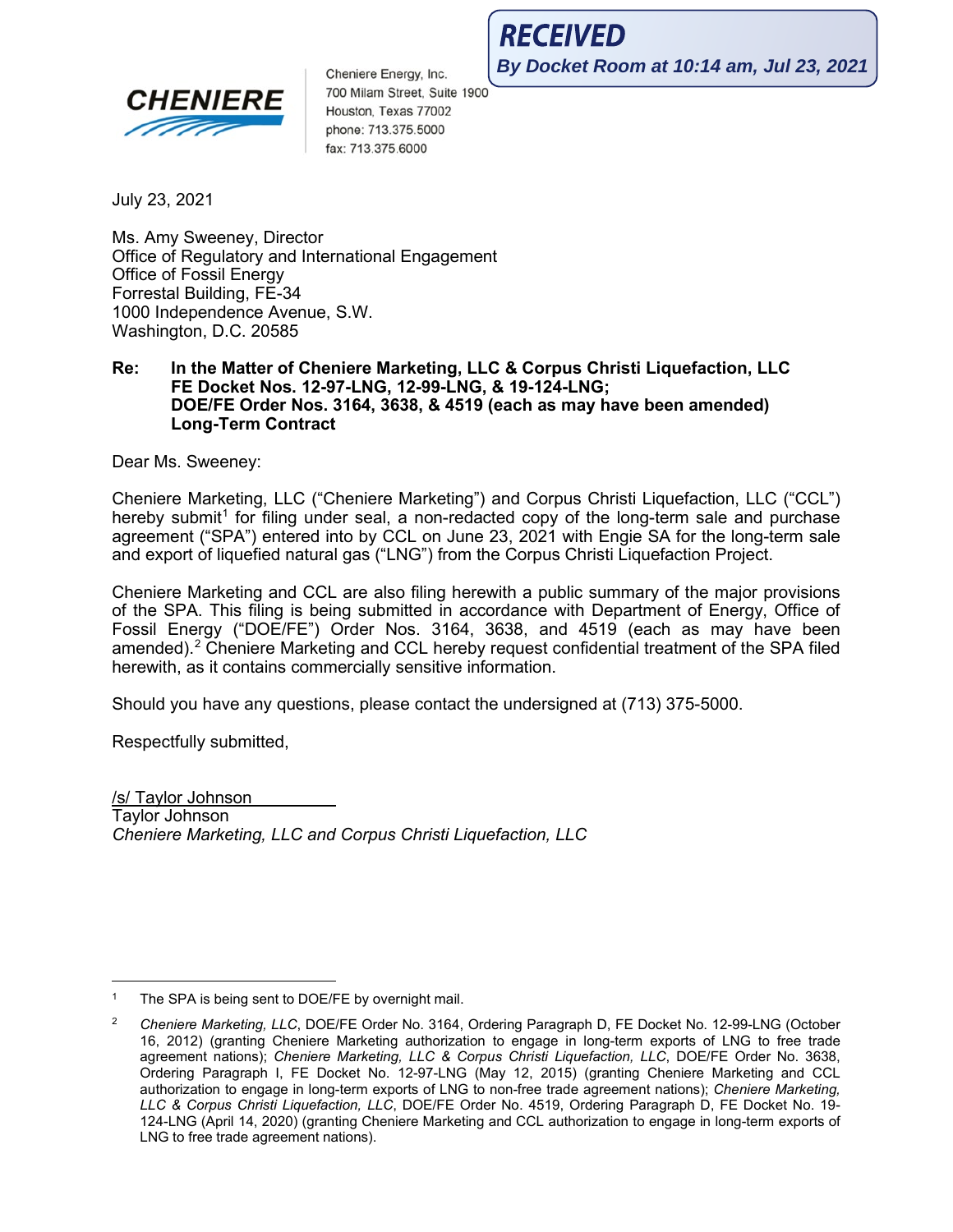**RECEIVED**
***By Docket Room at 10:14 am, Jul 23, 2021***

**CHENIERE**

Cheniere Energy, Inc.
700 Milam Street, Suite 1900
Houston, Texas 77002
phone: 713.375.5000
fax: 713.375.6000

July 23, 2021

Ms. Amy Sweeney, Director
Office of Regulatory and International Engagement
Office of Fossil Energy
Forrestal Building, FE-34
1000 Independence Avenue, S.W.
Washington, D.C. 20585

**Re: In the Matter of Cheniere Marketing, LLC & Corpus Christi Liquefaction, LLC**
**FE Docket Nos. 12-97-LNG, 12-99-LNG, & 19-124-LNG;**
**DOE/FE Order Nos. 3164, 3638, & 4519 (each as may have been amended)**
**Long-Term Contract**

Dear Ms. Sweeney:

Cheniere Marketing, LLC ("Cheniere Marketing") and Corpus Christi Liquefaction, LLC ("CCL") hereby submit[1] for filing under seal, a non-redacted copy of the long-term sale and purchase agreement ("SPA") entered into by CCL on June 23, 2021 with Engie SA for the long-term sale and export of liquefied natural gas ("LNG") from the Corpus Christi Liquefaction Project.

Cheniere Marketing and CCL are also filing herewith a public summary of the major provisions of the SPA. This filing is being submitted in accordance with Department of Energy, Office of Fossil Energy ("DOE/FE") Order Nos. 3164, 3638, and 4519 (each as may have been amended).[2] Cheniere Marketing and CCL hereby request confidential treatment of the SPA filed herewith, as it contains commercially sensitive information.

Should you have any questions, please contact the undersigned at (713) 375-5000.

Respectfully submitted,

/s/ Taylor Johnson
Taylor Johnson
*Cheniere Marketing, LLC and Corpus Christi Liquefaction, LLC*

---

[1] The SPA is being sent to DOE/FE by overnight mail.

[2] *Cheniere Marketing, LLC*, DOE/FE Order No. 3164, Ordering Paragraph D, FE Docket No. 12-99-LNG (October 16, 2012) (granting Cheniere Marketing authorization to engage in long-term exports of LNG to free trade agreement nations); *Cheniere Marketing, LLC & Corpus Christi Liquefaction, LLC*, DOE/FE Order No. 3638, Ordering Paragraph I, FE Docket No. 12-97-LNG (May 12, 2015) (granting Cheniere Marketing and CCL authorization to engage in long-term exports of LNG to non-free trade agreement nations); *Cheniere Marketing, LLC & Corpus Christi Liquefaction, LLC*, DOE/FE Order No. 4519, Ordering Paragraph D, FE Docket No. 19-124-LNG (April 14, 2020) (granting Cheniere Marketing and CCL authorization to engage in long-term exports of LNG to free trade agreement nations).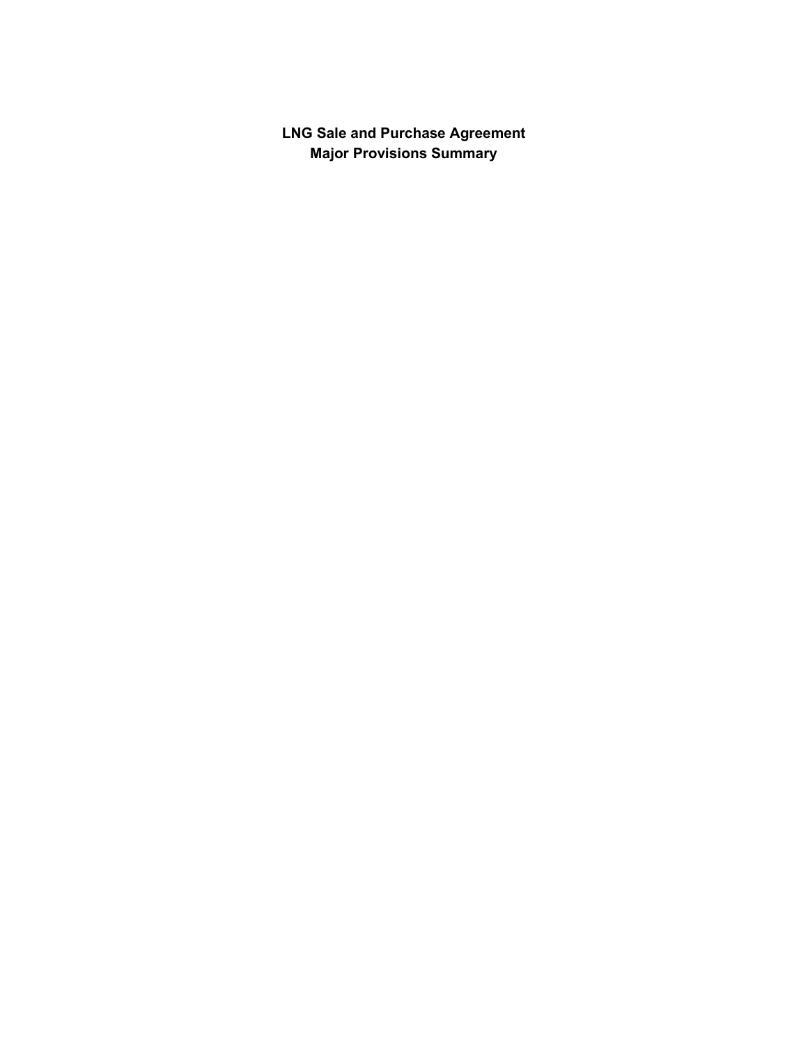# LNG Sale and Purchase Agreement
# Major Provisions Summary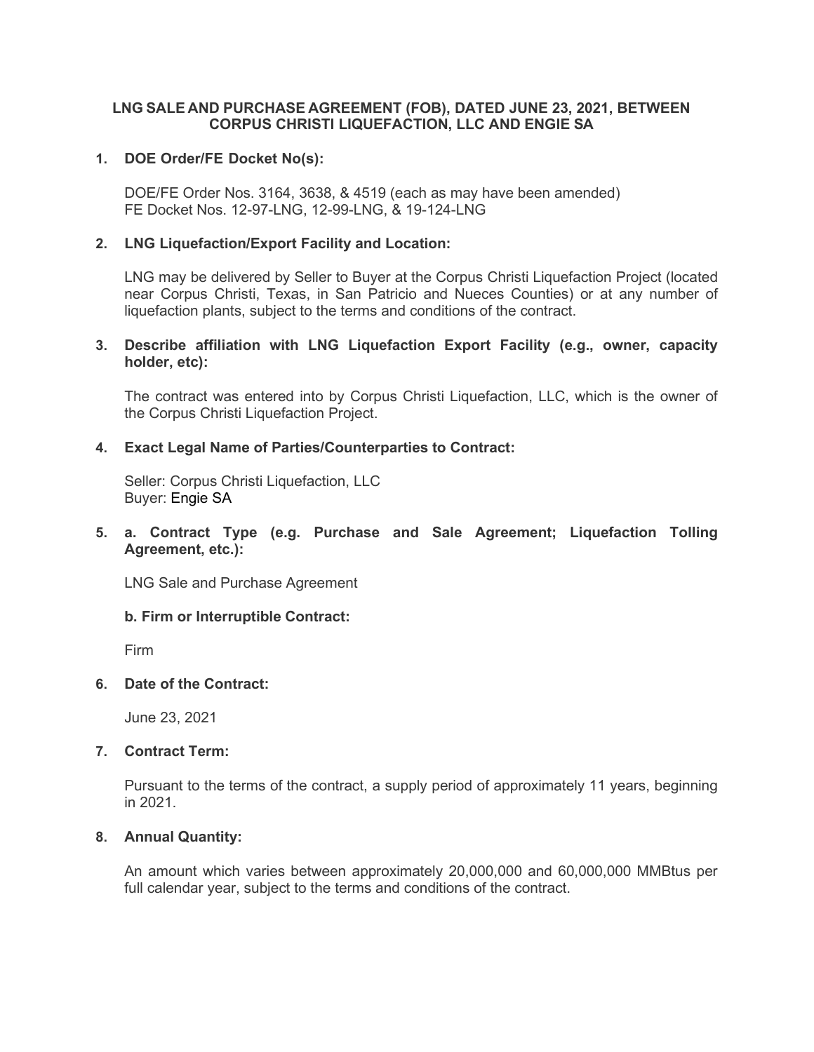**LNG SALE AND PURCHASE AGREEMENT (FOB), DATED JUNE 23, 2021, BETWEEN CORPUS CHRISTI LIQUEFACTION, LLC AND ENGIE SA**

1. **DOE Order/FE Docket No(s):**

   DOE/FE Order Nos. 3164, 3638, & 4519 (each as may have been amended)
   FE Docket Nos. 12-97-LNG, 12-99-LNG, & 19-124-LNG

2. **LNG Liquefaction/Export Facility and Location:**

   LNG may be delivered by Seller to Buyer at the Corpus Christi Liquefaction Project (located near Corpus Christi, Texas, in San Patricio and Nueces Counties) or at any number of liquefaction plants, subject to the terms and conditions of the contract.

3. **Describe affiliation with LNG Liquefaction Export Facility (e.g., owner, capacity holder, etc):**

   The contract was entered into by Corpus Christi Liquefaction, LLC, which is the owner of the Corpus Christi Liquefaction Project.

4. **Exact Legal Name of Parties/Counterparties to Contract:**

   Seller: Corpus Christi Liquefaction, LLC
   Buyer: Engie SA

5. **a. Contract Type (e.g. Purchase and Sale Agreement; Liquefaction Tolling Agreement, etc.):**

   LNG Sale and Purchase Agreement

   **b. Firm or Interruptible Contract:**

   Firm

6. **Date of the Contract:**

   June 23, 2021

7. **Contract Term:**

   Pursuant to the terms of the contract, a supply period of approximately 11 years, beginning in 2021.

8. **Annual Quantity:**

   An amount which varies between approximately 20,000,000 and 60,000,000 MMBtus per full calendar year, subject to the terms and conditions of the contract.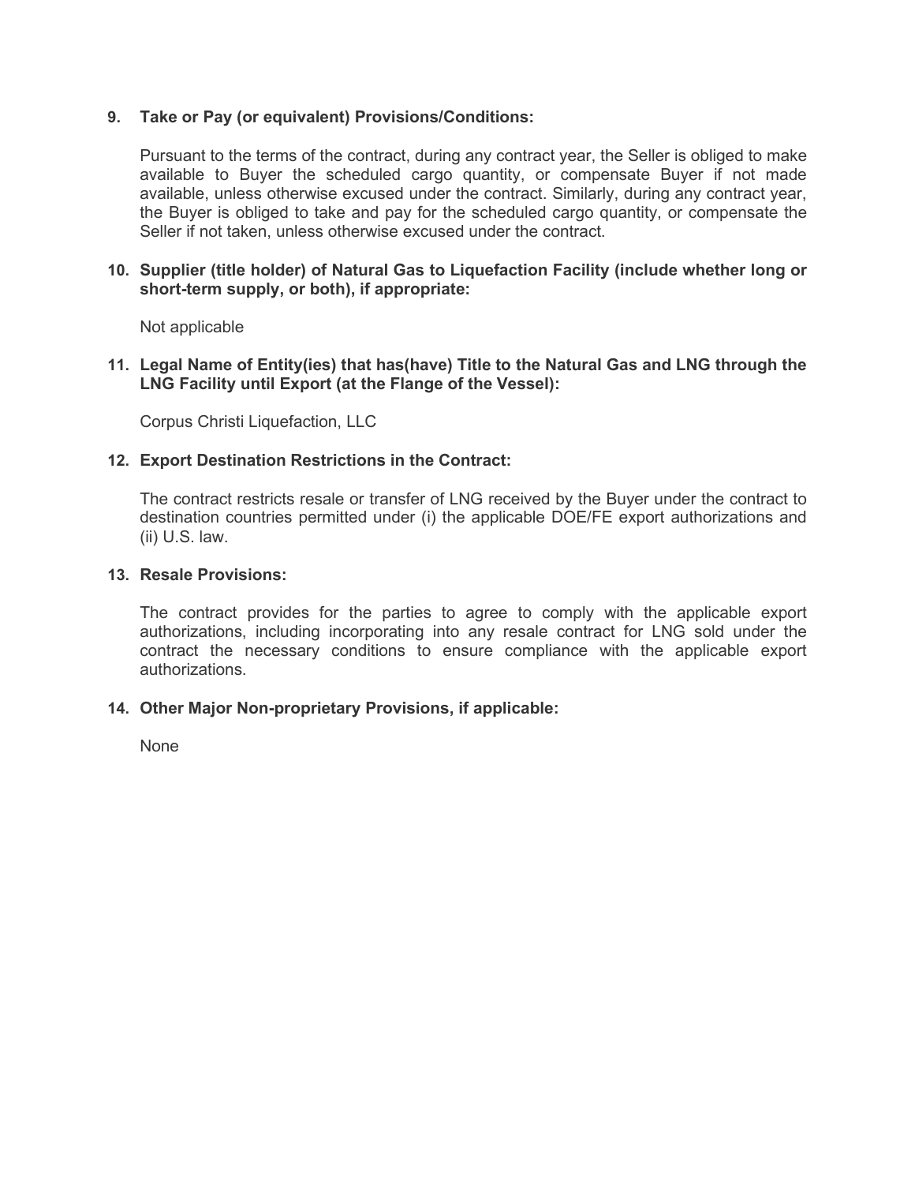**9. Take or Pay (or equivalent) Provisions/Conditions:**

Pursuant to the terms of the contract, during any contract year, the Seller is obliged to make available to Buyer the scheduled cargo quantity, or compensate Buyer if not made available, unless otherwise excused under the contract. Similarly, during any contract year, the Buyer is obliged to take and pay for the scheduled cargo quantity, or compensate the Seller if not taken, unless otherwise excused under the contract.

**10. Supplier (title holder) of Natural Gas to Liquefaction Facility (include whether long or short-term supply, or both), if appropriate:**

Not applicable

**11. Legal Name of Entity(ies) that has(have) Title to the Natural Gas and LNG through the LNG Facility until Export (at the Flange of the Vessel):**

Corpus Christi Liquefaction, LLC

**12. Export Destination Restrictions in the Contract:**

The contract restricts resale or transfer of LNG received by the Buyer under the contract to destination countries permitted under (i) the applicable DOE/FE export authorizations and (ii) U.S. law.

**13. Resale Provisions:**

The contract provides for the parties to agree to comply with the applicable export authorizations, including incorporating into any resale contract for LNG sold under the contract the necessary conditions to ensure compliance with the applicable export authorizations.

**14. Other Major Non-proprietary Provisions, if applicable:**

None